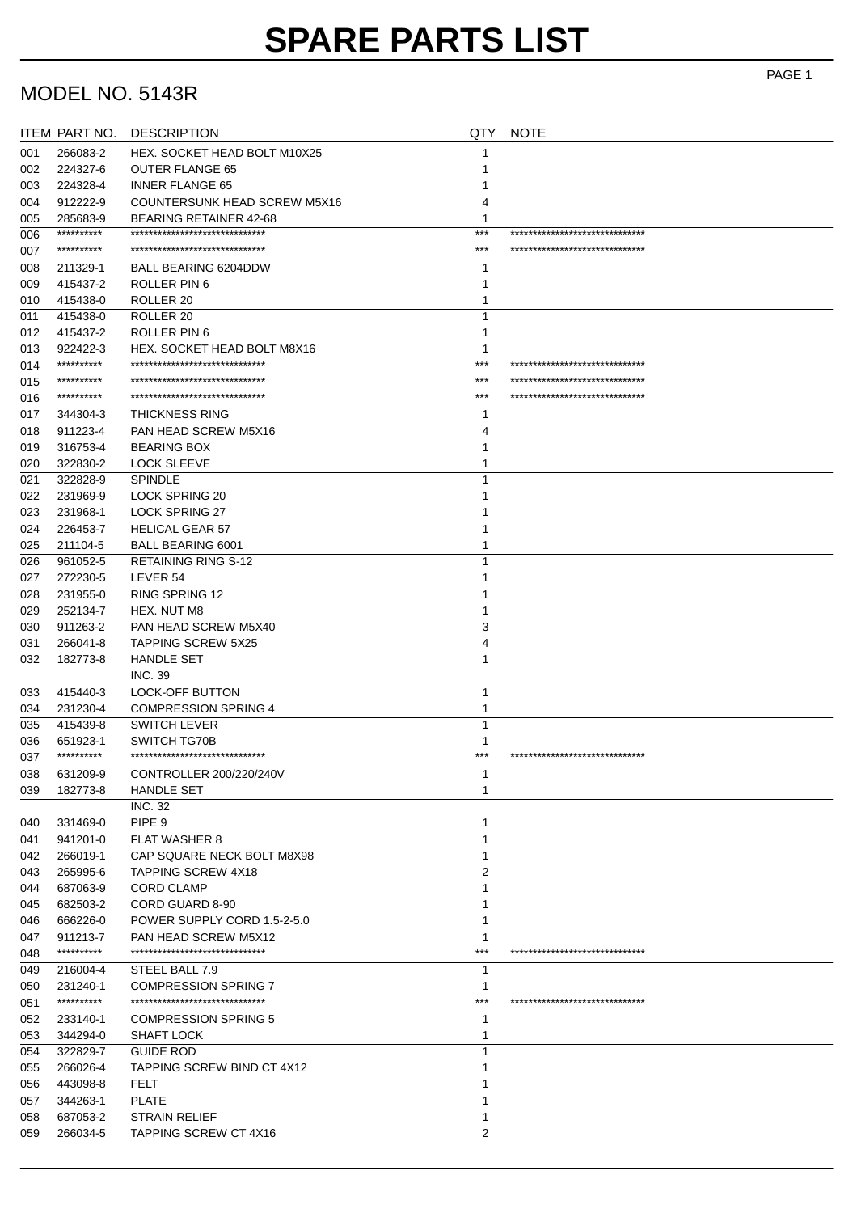# SPARE PARTS LIST

## MODEL NO. 5143R

| ITEM | PART NO. | DESCRIPTION | QTY | NOTE |
|---|---|---|---|---|
| 001 | 266083-2 | HEX. SOCKET HEAD BOLT M10X25 | 1 | |
| 002 | 224327-6 | OUTER FLANGE 65 | 1 | |
| 003 | 224328-4 | INNER FLANGE 65 | 1 | |
| 004 | 912222-9 | COUNTERSUNK HEAD SCREW M5X16 | 4 | |
| 005 | 285683-9 | BEARING RETAINER 42-68 | 1 | |
| 006 | ********** | ****************************** | *** | ****************************** |
| 007 | ********** | ****************************** | *** | ****************************** |
| 008 | 211329-1 | BALL BEARING 6204DDW | 1 | |
| 009 | 415437-2 | ROLLER PIN 6 | 1 | |
| 010 | 415438-0 | ROLLER 20 | 1 | |
| 011 | 415438-0 | ROLLER 20 | 1 | |
| 012 | 415437-2 | ROLLER PIN 6 | 1 | |
| 013 | 922422-3 | HEX. SOCKET HEAD BOLT M8X16 | 1 | |
| 014 | ********** | ****************************** | *** | ****************************** |
| 015 | ********** | ****************************** | *** | ****************************** |
| 016 | ********** | ****************************** | *** | ****************************** |
| 017 | 344304-3 | THICKNESS RING | 1 | |
| 018 | 911223-4 | PAN HEAD SCREW M5X16 | 4 | |
| 019 | 316753-4 | BEARING BOX | 1 | |
| 020 | 322830-2 | LOCK SLEEVE | 1 | |
| 021 | 322828-9 | SPINDLE | 1 | |
| 022 | 231969-9 | LOCK SPRING 20 | 1 | |
| 023 | 231968-1 | LOCK SPRING 27 | 1 | |
| 024 | 226453-7 | HELICAL GEAR 57 | 1 | |
| 025 | 211104-5 | BALL BEARING 6001 | 1 | |
| 026 | 961052-5 | RETAINING RING S-12 | 1 | |
| 027 | 272230-5 | LEVER 54 | 1 | |
| 028 | 231955-0 | RING SPRING 12 | 1 | |
| 029 | 252134-7 | HEX. NUT M8 | 1 | |
| 030 | 911263-2 | PAN HEAD SCREW M5X40 | 3 | |
| 031 | 266041-8 | TAPPING SCREW 5X25 | 4 | |
| 032 | 182773-8 | HANDLE SET<br>INC. 39 | 1 | |
| 033 | 415440-3 | LOCK-OFF BUTTON | 1 | |
| 034 | 231230-4 | COMPRESSION SPRING 4 | 1 | |
| 035 | 415439-8 | SWITCH LEVER | 1 | |
| 036 | 651923-1 | SWITCH TG70B | 1 | |
| 037 | ********** | ****************************** | *** | ****************************** |
| 038 | 631209-9 | CONTROLLER 200/220/240V | 1 | |
| 039 | 182773-8 | HANDLE SET<br>INC. 32 | 1 | |
| 040 | 331469-0 | PIPE 9 | 1 | |
| 041 | 941201-0 | FLAT WASHER 8 | 1 | |
| 042 | 266019-1 | CAP SQUARE NECK BOLT M8X98 | 1 | |
| 043 | 265995-6 | TAPPING SCREW 4X18 | 2 | |
| 044 | 687063-9 | CORD CLAMP | 1 | |
| 045 | 682503-2 | CORD GUARD 8-90 | 1 | |
| 046 | 666226-0 | POWER SUPPLY CORD 1.5-2-5.0 | 1 | |
| 047 | 911213-7 | PAN HEAD SCREW M5X12 | 1 | |
| 048 | ********** | ****************************** | *** | ****************************** |
| 049 | 216004-4 | STEEL BALL 7.9 | 1 | |
| 050 | 231240-1 | COMPRESSION SPRING 7 | 1 | |
| 051 | ********** | ****************************** | *** | ****************************** |
| 052 | 233140-1 | COMPRESSION SPRING 5 | 1 | |
| 053 | 344294-0 | SHAFT LOCK | 1 | |
| 054 | 322829-7 | GUIDE ROD | 1 | |
| 055 | 266026-4 | TAPPING SCREW BIND CT 4X12 | 1 | |
| 056 | 443098-8 | FELT | 1 | |
| 057 | 344263-1 | PLATE | 1 | |
| 058 | 687053-2 | STRAIN RELIEF | 1 | |
| 059 | 266034-5 | TAPPING SCREW CT 4X16 | 2 | |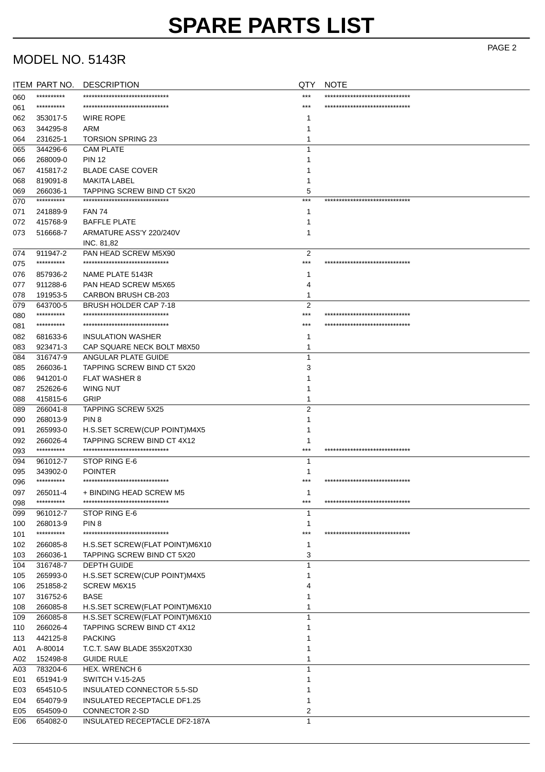# SPARE PARTS LIST

## MODEL NO. 5143R

| ITEM | PART NO. | DESCRIPTION | QTY | NOTE |
|---|---|---|---|---|
| 060 | ********** | ****************************** | *** | ****************************** |
| 061 | ********** | ****************************** | *** | ****************************** |
| 062 | 353017-5 | WIRE ROPE | 1 | |
| 063 | 344295-8 | ARM | 1 | |
| 064 | 231625-1 | TORSION SPRING 23 | 1 | |
| 065 | 344296-6 | CAM PLATE | 1 | |
| 066 | 268009-0 | PIN 12 | 1 | |
| 067 | 415817-2 | BLADE CASE COVER | 1 | |
| 068 | 819091-8 | MAKITA LABEL | 1 | |
| 069 | 266036-1 | TAPPING SCREW BIND CT 5X20 | 5 | |
| 070 | ********** | ****************************** | *** | ****************************** |
| 071 | 241889-9 | FAN 74 | 1 | |
| 072 | 415768-9 | BAFFLE PLATE | 1 | |
| 073 | 516668-7 | ARMATURE ASS'Y 220/240V INC. 81,82 | 1 | |
| 074 | 911947-2 | PAN HEAD SCREW M5X90 | 2 | |
| 075 | ********** | ****************************** | *** | ****************************** |
| 076 | 857936-2 | NAME PLATE 5143R | 1 | |
| 077 | 911288-6 | PAN HEAD SCREW M5X65 | 4 | |
| 078 | 191953-5 | CARBON BRUSH CB-203 | 1 | |
| 079 | 643700-5 | BRUSH HOLDER CAP 7-18 | 2 | |
| 080 | ********** | ****************************** | *** | ****************************** |
| 081 | ********** | ****************************** | *** | ****************************** |
| 082 | 681633-6 | INSULATION WASHER | 1 | |
| 083 | 923471-3 | CAP SQUARE NECK BOLT M8X50 | 1 | |
| 084 | 316747-9 | ANGULAR PLATE GUIDE | 1 | |
| 085 | 266036-1 | TAPPING SCREW BIND CT 5X20 | 3 | |
| 086 | 941201-0 | FLAT WASHER 8 | 1 | |
| 087 | 252626-6 | WING NUT | 1 | |
| 088 | 415815-6 | GRIP | 1 | |
| 089 | 266041-8 | TAPPING SCREW 5X25 | 2 | |
| 090 | 268013-9 | PIN 8 | 1 | |
| 091 | 265993-0 | H.S.SET SCREW(CUP POINT)M4X5 | 1 | |
| 092 | 266026-4 | TAPPING SCREW BIND CT 4X12 | 1 | |
| 093 | ********** | ****************************** | *** | ****************************** |
| 094 | 961012-7 | STOP RING E-6 | 1 | |
| 095 | 343902-0 | POINTER | 1 | |
| 096 | ********** | ****************************** | *** | ****************************** |
| 097 | 265011-4 | + BINDING HEAD SCREW M5 | 1 | |
| 098 | ********** | ****************************** | *** | ****************************** |
| 099 | 961012-7 | STOP RING E-6 | 1 | |
| 100 | 268013-9 | PIN 8 | 1 | |
| 101 | ********** | ****************************** | *** | ****************************** |
| 102 | 266085-8 | H.S.SET SCREW(FLAT POINT)M6X10 | 1 | |
| 103 | 266036-1 | TAPPING SCREW BIND CT 5X20 | 3 | |
| 104 | 316748-7 | DEPTH GUIDE | 1 | |
| 105 | 265993-0 | H.S.SET SCREW(CUP POINT)M4X5 | 1 | |
| 106 | 251858-2 | SCREW M6X15 | 4 | |
| 107 | 316752-6 | BASE | 1 | |
| 108 | 266085-8 | H.S.SET SCREW(FLAT POINT)M6X10 | 1 | |
| 109 | 266085-8 | H.S.SET SCREW(FLAT POINT)M6X10 | 1 | |
| 110 | 266026-4 | TAPPING SCREW BIND CT 4X12 | 1 | |
| 113 | 442125-8 | PACKING | 1 | |
| A01 | A-80014 | T.C.T. SAW BLADE 355X20TX30 | 1 | |
| A02 | 152498-8 | GUIDE RULE | 1 | |
| A03 | 783204-6 | HEX. WRENCH 6 | 1 | |
| E01 | 651941-9 | SWITCH V-15-2A5 | 1 | |
| E03 | 654510-5 | INSULATED CONNECTOR 5.5-SD | 1 | |
| E04 | 654079-9 | INSULATED RECEPTACLE DF1.25 | 1 | |
| E05 | 654509-0 | CONNECTOR 2-SD | 2 | |
| E06 | 654082-0 | INSULATED RECEPTACLE DF2-187A | 1 | |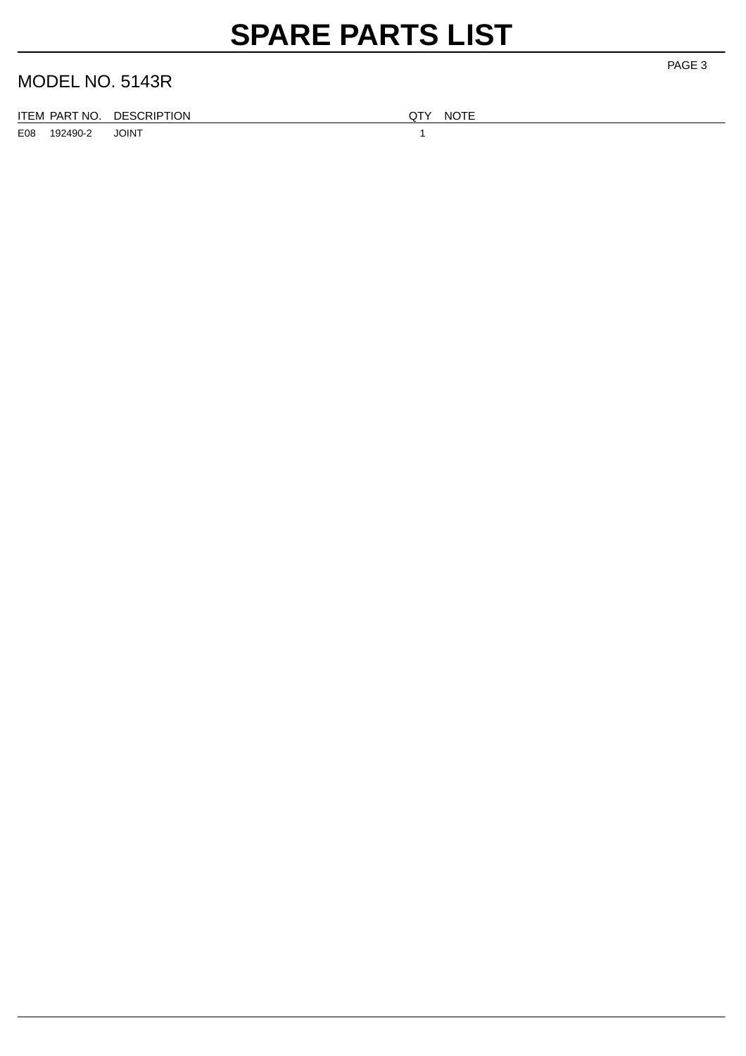# SPARE PARTS LIST

## MODEL NO. 5143R

| ITEM | PART NO. | DESCRIPTION | QTY | NOTE |
|---|---|---|---|---|
| E08 | 192490-2 | JOINT | 1 | |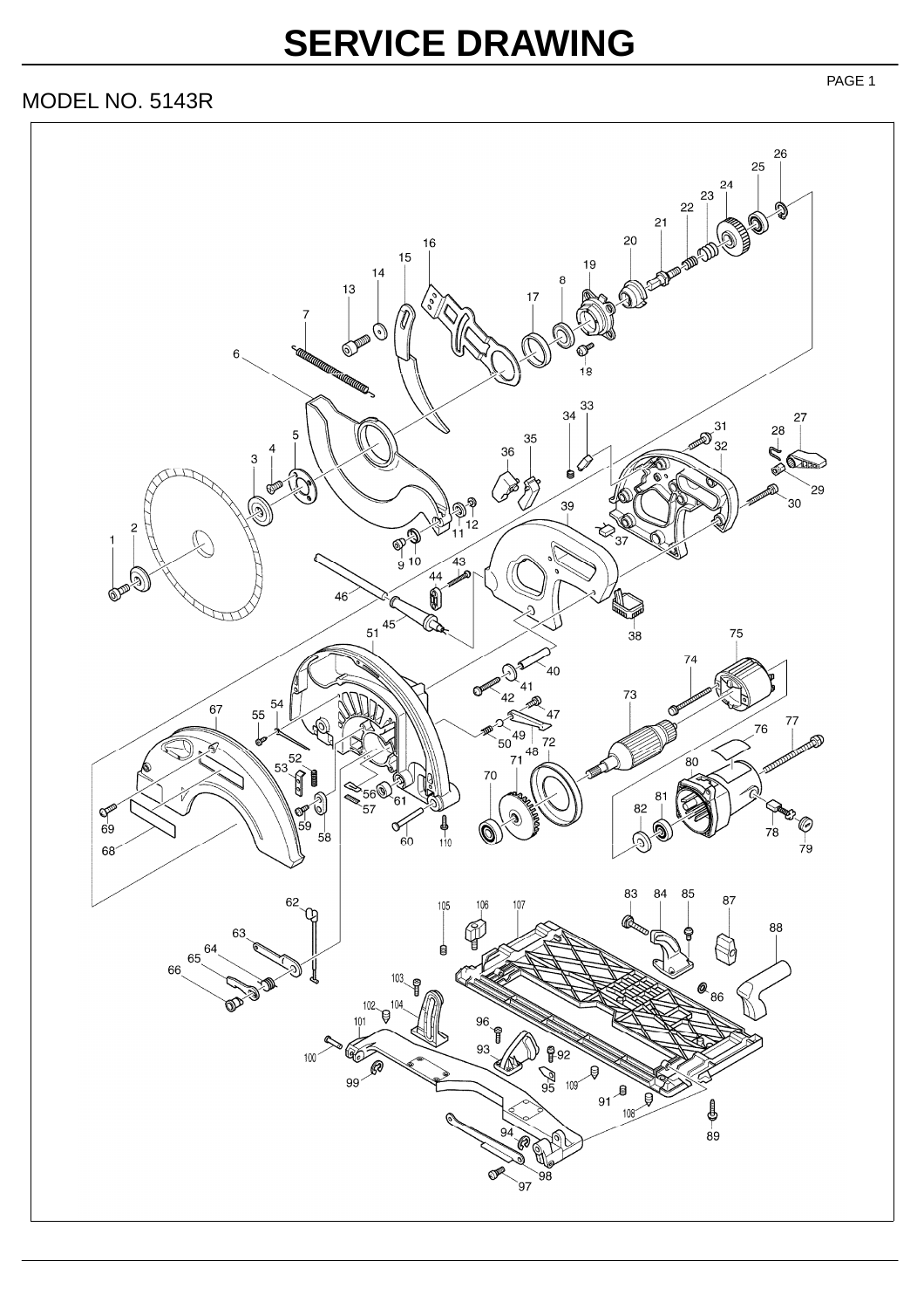# SERVICE DRAWING

MODEL NO. 5143R